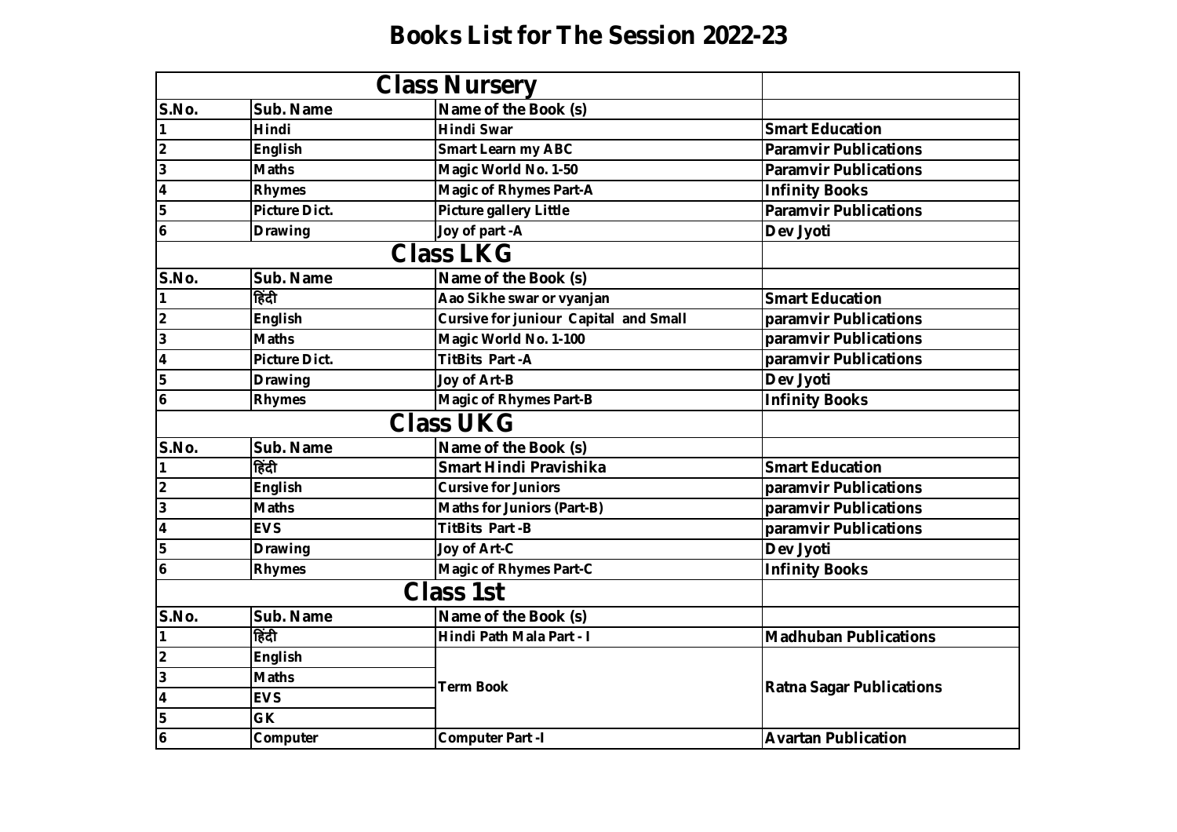# Books List for The Session 2022-23

| Class Nursery | | | |
|---|---|---|---|
| S.No. | Sub. Name | Name of the Book (s) | |
| 1 | Hindi | Hindi Swar | Smart Education |
| 2 | English | Smart Learn my ABC | Paramvir Publications |
| 3 | Maths | Magic World No. 1-50 | Paramvir Publications |
| 4 | Rhymes | Magic of Rhymes Part-A | Infinity Books |
| 5 | Picture Dict. | Picture gallery Little | Paramvir Publications |
| 6 | Drawing | Joy of part -A | Dev Jyoti |

| Class LKG | | | |
|---|---|---|---|
| S.No. | Sub. Name | Name of the Book (s) | |
| 1 | हिंदी | Aao Sikhe swar or vyanjan | Smart Education |
| 2 | English | Cursive for juniour Capital and Small | paramvir Publications |
| 3 | Maths | Magic World No. 1-100 | paramvir Publications |
| 4 | Picture Dict. | TitBits Part -A | paramvir Publications |
| 5 | Drawing | Joy of Art-B | Dev Jyoti |
| 6 | Rhymes | Magic of Rhymes Part-B | Infinity Books |

| Class UKG | | | |
|---|---|---|---|
| S.No. | Sub. Name | Name of the Book (s) | |
| 1 | हिंदी | Smart Hindi Pravishika | Smart Education |
| 2 | English | Cursive for Juniors | paramvir Publications |
| 3 | Maths | Maths for Juniors (Part-B) | paramvir Publications |
| 4 | EVS | TitBits Part -B | paramvir Publications |
| 5 | Drawing | Joy of Art-C | Dev Jyoti |
| 6 | Rhymes | Magic of Rhymes Part-C | Infinity Books |

| Class 1st | | | |
|---|---|---|---|
| S.No. | Sub. Name | Name of the Book (s) | |
| 1 | हिंदी | Hindi Path Mala Part - I | Madhuban Publications |
| 2 | English | Term Book | Ratna Sagar Publications |
| 3 | Maths | | |
| 4 | EVS | | |
| 5 | GK | | |
| 6 | Computer | Computer Part -I | Avartan Publication |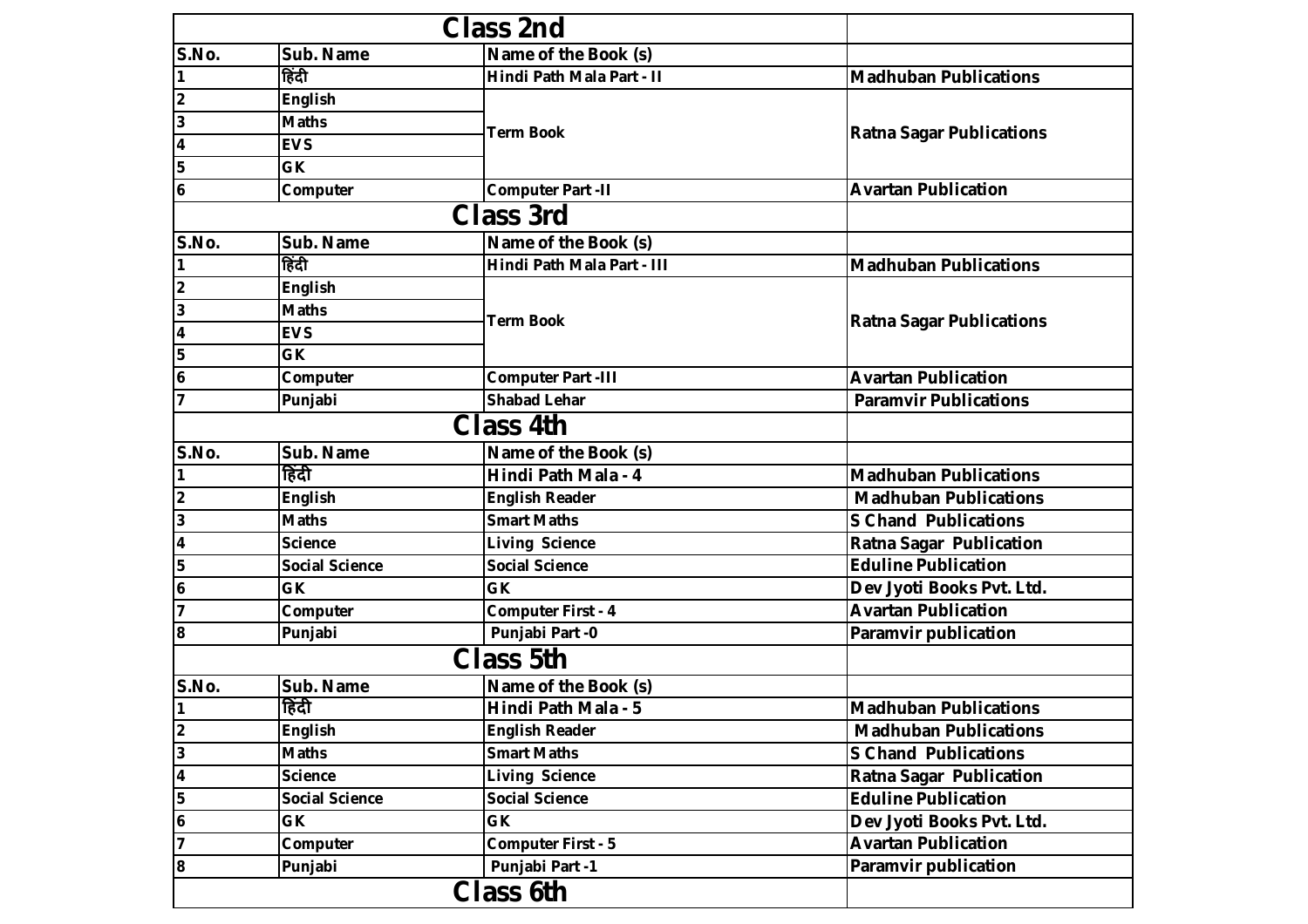## Class 2nd

| S.No. | Sub. Name | Name of the Book (s) | |
|---|---|---|---|
| 1 | हिंदी | Hindi Path Mala Part - II | Madhuban Publications |
| 2 | English | Term Book | Ratna Sagar Publications |
| 3 | Maths | | |
| 4 | EVS | | |
| 5 | GK | | |
| 6 | Computer | Computer Part -II | Avartan Publication |

## Class 3rd

| S.No. | Sub. Name | Name of the Book (s) | |
|---|---|---|---|
| 1 | हिंदी | Hindi Path Mala Part - III | Madhuban Publications |
| 2 | English | Term Book | Ratna Sagar Publications |
| 3 | Maths | | |
| 4 | EVS | | |
| 5 | GK | | |
| 6 | Computer | Computer Part -III | Avartan Publication |
| 7 | Punjabi | Shabad Lehar | Paramvir Publications |

## Class 4th

| S.No. | Sub. Name | Name of the Book (s) | |
|---|---|---|---|
| 1 | हिंदी | Hindi Path Mala - 4 | Madhuban Publications |
| 2 | English | English Reader | Madhuban Publications |
| 3 | Maths | Smart Maths | S Chand Publications |
| 4 | Science | Living Science | Ratna Sagar Publication |
| 5 | Social Science | Social Science | Eduline Publication |
| 6 | GK | GK | Dev Jyoti Books Pvt. Ltd. |
| 7 | Computer | Computer First - 4 | Avartan Publication |
| 8 | Punjabi | Punjabi Part -0 | Paramvir publication |

## Class 5th

| S.No. | Sub. Name | Name of the Book (s) | |
|---|---|---|---|
| 1 | हिंदी | Hindi Path Mala - 5 | Madhuban Publications |
| 2 | English | English Reader | Madhuban Publications |
| 3 | Maths | Smart Maths | S Chand Publications |
| 4 | Science | Living Science | Ratna Sagar Publication |
| 5 | Social Science | Social Science | Eduline Publication |
| 6 | GK | GK | Dev Jyoti Books Pvt. Ltd. |
| 7 | Computer | Computer First - 5 | Avartan Publication |
| 8 | Punjabi | Punjabi Part -1 | Paramvir publication |

## Class 6th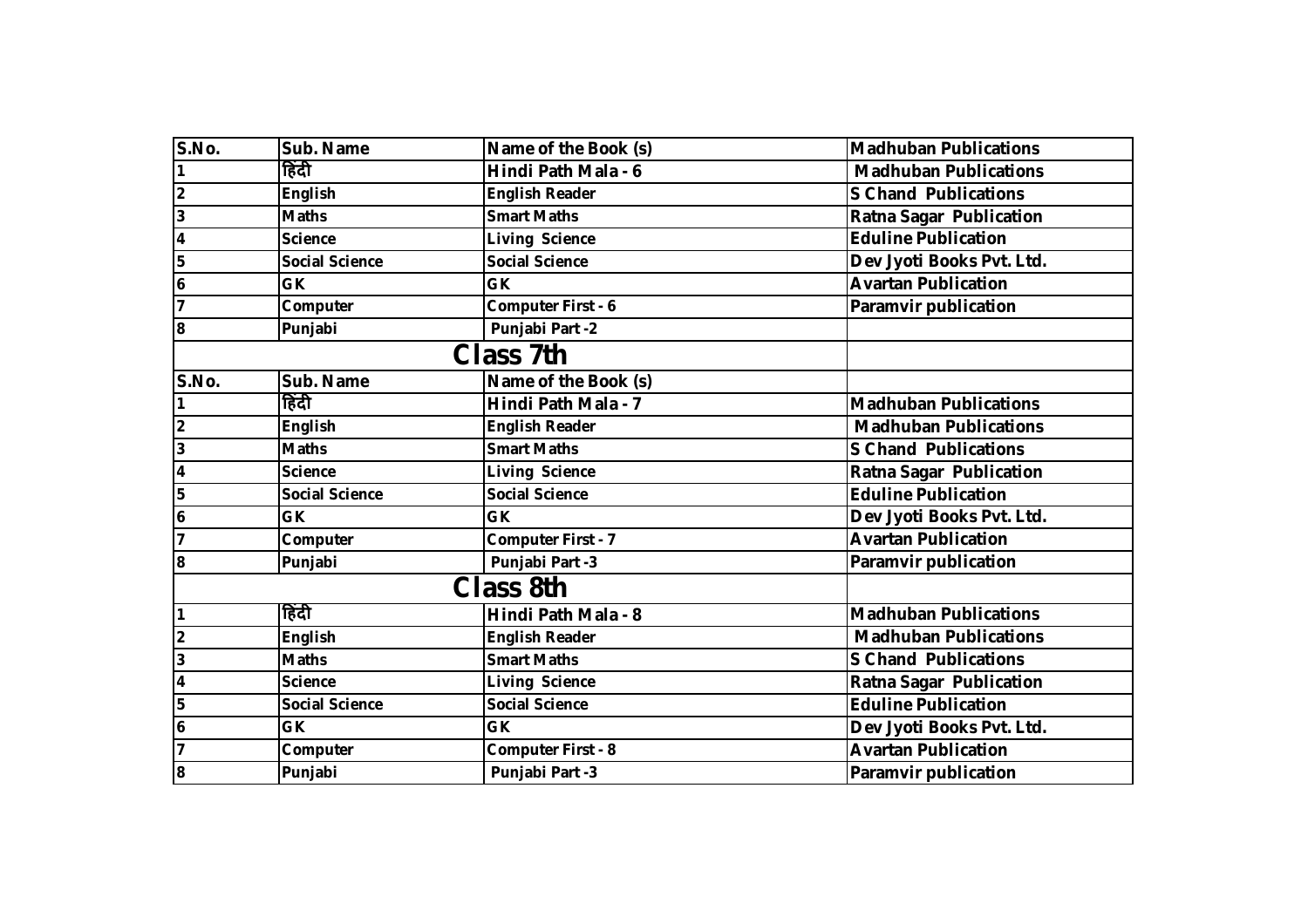| S.No. | Sub. Name | Name of the Book (s) | Madhuban Publications |
|---|---|---|---|
| 1 | हिंदी | Hindi Path Mala - 6 | Madhuban Publications |
| 2 | English | English Reader | S Chand Publications |
| 3 | Maths | Smart Maths | Ratna Sagar Publication |
| 4 | Science | Living Science | Eduline Publication |
| 5 | Social Science | Social Science | Dev Jyoti Books Pvt. Ltd. |
| 6 | GK | GK | Avartan Publication |
| 7 | Computer | Computer First - 6 | Paramvir publication |
| 8 | Punjabi | Punjabi Part -2 | |
| | | **Class 7th** | |
| S.No. | Sub. Name | Name of the Book (s) | |
| 1 | हिंदी | Hindi Path Mala - 7 | Madhuban Publications |
| 2 | English | English Reader | Madhuban Publications |
| 3 | Maths | Smart Maths | S Chand Publications |
| 4 | Science | Living Science | Ratna Sagar Publication |
| 5 | Social Science | Social Science | Eduline Publication |
| 6 | GK | GK | Dev Jyoti Books Pvt. Ltd. |
| 7 | Computer | Computer First - 7 | Avartan Publication |
| 8 | Punjabi | Punjabi Part -3 | Paramvir publication |
| | | **Class 8th** | |
| 1 | हिंदी | Hindi Path Mala - 8 | Madhuban Publications |
| 2 | English | English Reader | Madhuban Publications |
| 3 | Maths | Smart Maths | S Chand Publications |
| 4 | Science | Living Science | Ratna Sagar Publication |
| 5 | Social Science | Social Science | Eduline Publication |
| 6 | GK | GK | Dev Jyoti Books Pvt. Ltd. |
| 7 | Computer | Computer First - 8 | Avartan Publication |
| 8 | Punjabi | Punjabi Part -3 | Paramvir publication |